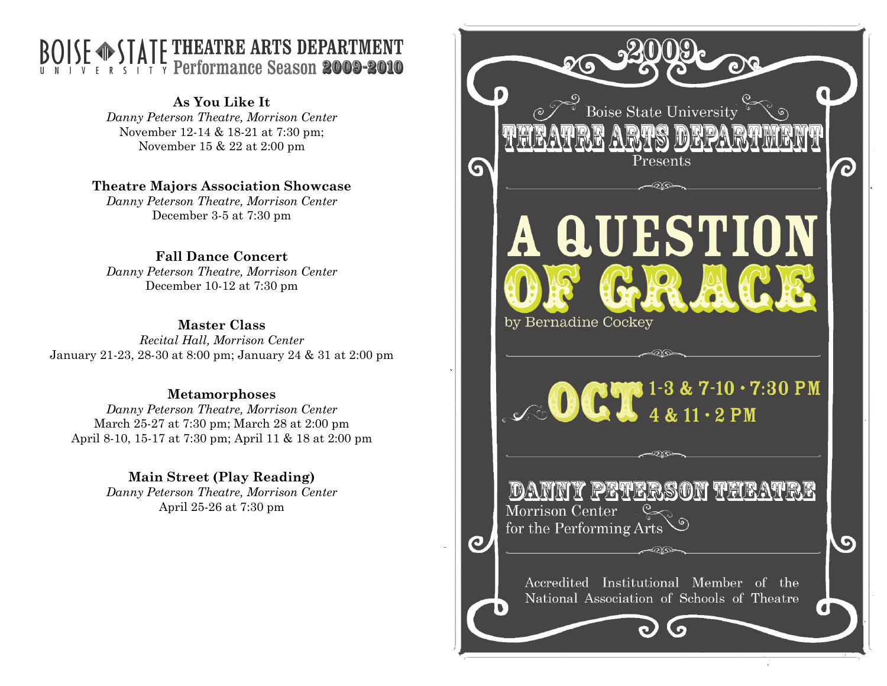# BOISE STATE UNIVERSITY THEATRE ARTS DEPARTMENT Performance Season 2009-2010

**As You Like It**
*Danny Peterson Theatre, Morrison Center*
November 12-14 & 18-21 at 7:30 pm;
November 15 & 22 at 2:00 pm

**Theatre Majors Association Showcase**
*Danny Peterson Theatre, Morrison Center*
December 3-5 at 7:30 pm

**Fall Dance Concert**
*Danny Peterson Theatre, Morrison Center*
December 10-12 at 7:30 pm

**Master Class**
*Recital Hall, Morrison Center*
January 21-23, 28-30 at 8:00 pm; January 24 & 31 at 2:00 pm

**Metamorphoses**
*Danny Peterson Theatre, Morrison Center*
March 25-27 at 7:30 pm; March 28 at 2:00 pm
April 8-10, 15-17 at 7:30 pm; April 11 & 18 at 2:00 pm

**Main Street (Play Reading)**
*Danny Peterson Theatre, Morrison Center*
April 25-26 at 7:30 pm

2009

Boise State University
THEATRE ARTS DEPARTMENT
Presents

# A QUESTION OF GRACE

by Bernadine Cockey

OCT 1-3 & 7-10 · 7:30 PM
4 & 11 · 2 PM

DANNY PETERSON THEATRE
Morrison Center
for the Performing Arts

Accredited Institutional Member of the National Association of Schools of Theatre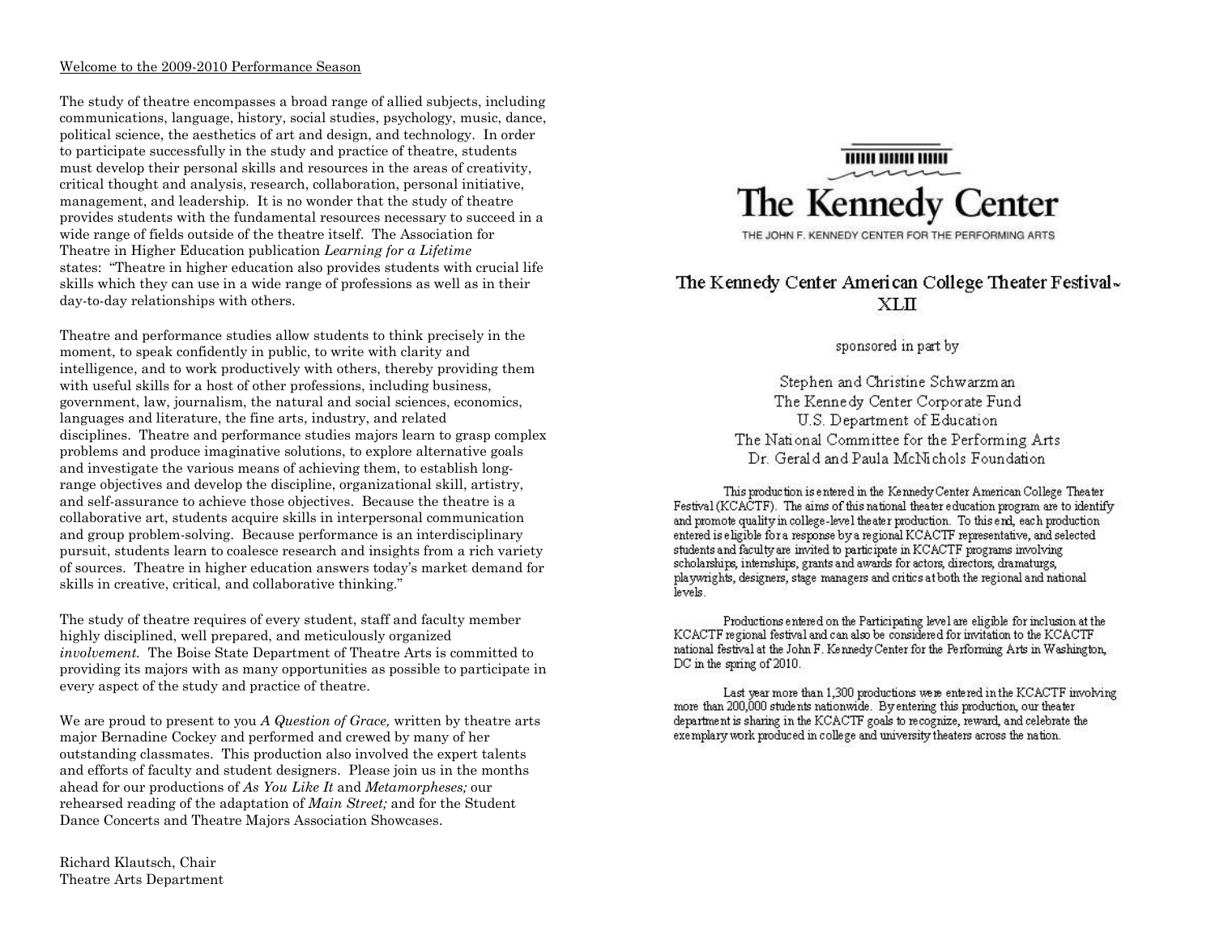Welcome to the 2009-2010 Performance Season

The study of theatre encompasses a broad range of allied subjects, including communications, language, history, social studies, psychology, music, dance, political science, the aesthetics of art and design, and technology. In order to participate successfully in the study and practice of theatre, students must develop their personal skills and resources in the areas of creativity, critical thought and analysis, research, collaboration, personal initiative, management, and leadership. It is no wonder that the study of theatre provides students with the fundamental resources necessary to succeed in a wide range of fields outside of the theatre itself. The Association for Theatre in Higher Education publication *Learning for a Lifetime* states: "Theatre in higher education also provides students with crucial life skills which they can use in a wide range of professions as well as in their day-to-day relationships with others.

Theatre and performance studies allow students to think precisely in the moment, to speak confidently in public, to write with clarity and intelligence, and to work productively with others, thereby providing them with useful skills for a host of other professions, including business, government, law, journalism, the natural and social sciences, economics, languages and literature, the fine arts, industry, and related disciplines. Theatre and performance studies majors learn to grasp complex problems and produce imaginative solutions, to explore alternative goals and investigate the various means of achieving them, to establish long-range objectives and develop the discipline, organizational skill, artistry, and self-assurance to achieve those objectives. Because the theatre is a collaborative art, students acquire skills in interpersonal communication and group problem-solving. Because performance is an interdisciplinary pursuit, students learn to coalesce research and insights from a rich variety of sources. Theatre in higher education answers today's market demand for skills in creative, critical, and collaborative thinking."

The study of theatre requires of every student, staff and faculty member highly disciplined, well prepared, and meticulously organized *involvement.* The Boise State Department of Theatre Arts is committed to providing its majors with as many opportunities as possible to participate in every aspect of the study and practice of theatre.

We are proud to present to you *A Question of Grace,* written by theatre arts major Bernadine Cockey and performed and crewed by many of her outstanding classmates. This production also involved the expert talents and efforts of faculty and student designers. Please join us in the months ahead for our productions of *As You Like It* and *Metamorpheses;* our rehearsed reading of the adaptation of *Main Street;* and for the Student Dance Concerts and Theatre Majors Association Showcases.

Richard Klautsch, Chair
Theatre Arts Department

# The Kennedy Center

THE JOHN F. KENNEDY CENTER FOR THE PERFORMING ARTS

## The Kennedy Center American College Theater Festival™ XLII

sponsored in part by

Stephen and Christine Schwarzman
The Kennedy Center Corporate Fund
U.S. Department of Education
The National Committee for the Performing Arts
Dr. Gerald and Paula McNichols Foundation

This production is entered in the Kennedy Center American College Theater Festival (KCACTF). The aims of this national theater education program are to identify and promote quality in college-level theater production. To this end, each production entered is eligible for a response by a regional KCACTF representative, and selected students and faculty are invited to participate in KCACTF programs involving scholarships, internships, grants and awards for actors, directors, dramaturgs, playwrights, designers, stage managers and critics at both the regional and national levels.

Productions entered on the Participating level are eligible for inclusion at the KCACTF regional festival and can also be considered for invitation to the KCACTF national festival at the John F. Kennedy Center for the Performing Arts in Washington, DC in the spring of 2010.

Last year more than 1,300 productions were entered in the KCACTF involving more than 200,000 students nationwide. By entering this production, our theater department is sharing in the KCACTF goals to recognize, reward, and celebrate the exemplary work produced in college and university theaters across the nation.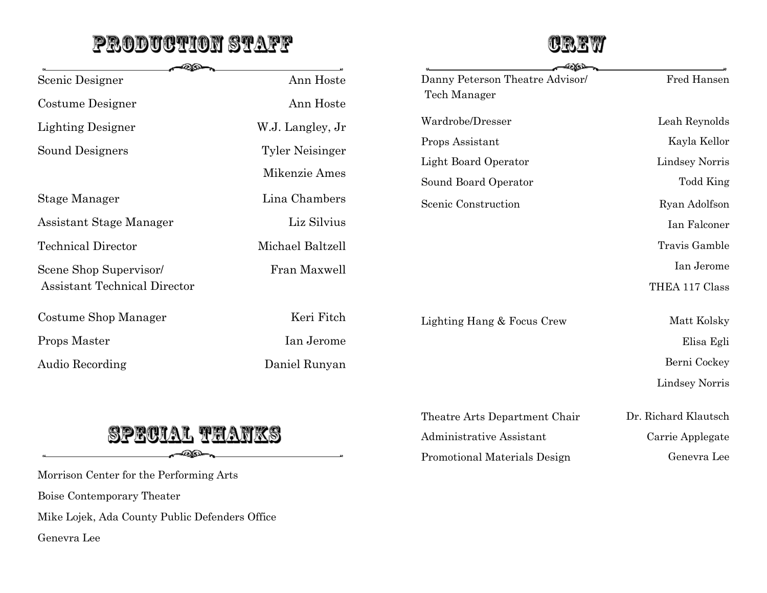## PRODUCTION STAFF

| | |
|---|---|
| Scenic Designer | Ann Hoste |
| Costume Designer | Ann Hoste |
| Lighting Designer | W.J. Langley, Jr |
| Sound Designers | Tyler Neisinger |
| | Mikenzie Ames |
| Stage Manager | Lina Chambers |
| Assistant Stage Manager | Liz Silvius |
| Technical Director | Michael Baltzell |
| Scene Shop Supervisor/ Assistant Technical Director | Fran Maxwell |
| Costume Shop Manager | Keri Fitch |
| Props Master | Ian Jerome |
| Audio Recording | Daniel Runyan |

## SPECIAL THANKS

Morrison Center for the Performing Arts

Boise Contemporary Theater

Mike Lojek, Ada County Public Defenders Office

Genevra Lee

## CREW

| | |
|---|---|
| Danny Peterson Theatre Advisor/ Tech Manager | Fred Hansen |
| Wardrobe/Dresser | Leah Reynolds |
| Props Assistant | Kayla Kellor |
| Light Board Operator | Lindsey Norris |
| Sound Board Operator | Todd King |
| Scenic Construction | Ryan Adolfson |
| | Ian Falconer |
| | Travis Gamble |
| | Ian Jerome |
| | THEA 117 Class |
| Lighting Hang & Focus Crew | Matt Kolsky |
| | Elisa Egli |
| | Berni Cockey |
| | Lindsey Norris |
| Theatre Arts Department Chair | Dr. Richard Klautsch |
| Administrative Assistant | Carrie Applegate |
| Promotional Materials Design | Genevra Lee |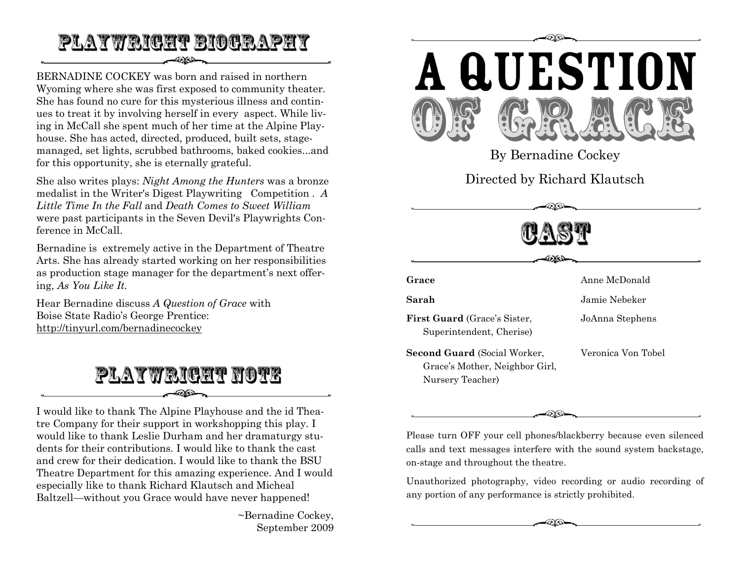## PLAYWRIGHT BIOGRAPHY

BERNADINE COCKEY was born and raised in northern Wyoming where she was first exposed to community theater. She has found no cure for this mysterious illness and continues to treat it by involving herself in every aspect. While living in McCall she spent much of her time at the Alpine Playhouse. She has acted, directed, produced, built sets, stage-managed, set lights, scrubbed bathrooms, baked cookies...and for this opportunity, she is eternally grateful.

She also writes plays: *Night Among the Hunters* was a bronze medalist in the Writer's Digest Playwriting Competition . *A Little Time In the Fall* and *Death Comes to Sweet William* were past participants in the Seven Devil's Playwrights Conference in McCall.

Bernadine is extremely active in the Department of Theatre Arts. She has already started working on her responsibilities as production stage manager for the department's next offering, *As You Like It.*

Hear Bernadine discuss *A Question of Grace* with Boise State Radio's George Prentice: http://tinyurl.com/bernadinecockey

## PLAYWRIGHT NOTE

I would like to thank The Alpine Playhouse and the id Theatre Company for their support in workshopping this play. I would like to thank Leslie Durham and her dramaturgy students for their contributions. I would like to thank the cast and crew for their dedication. I would like to thank the BSU Theatre Department for this amazing experience. And I would especially like to thank Richard Klautsch and Micheal Baltzell—without you Grace would have never happened!

~Bernadine Cockey,
September 2009

# A QUESTION OF GRACE

By Bernadine Cockey

Directed by Richard Klautsch

## CAST

| | |
|---|---|
| **Grace** | Anne McDonald |
| **Sarah** | Jamie Nebeker |
| **First Guard** (Grace's Sister, Superintendent, Cherise) | JoAnna Stephens |
| **Second Guard** (Social Worker, Grace's Mother, Neighbor Girl, Nursery Teacher) | Veronica Von Tobel |

Please turn OFF your cell phones/blackberry because even silenced calls and text messages interfere with the sound system backstage, on-stage and throughout the theatre.

Unauthorized photography, video recording or audio recording of any portion of any performance is strictly prohibited.